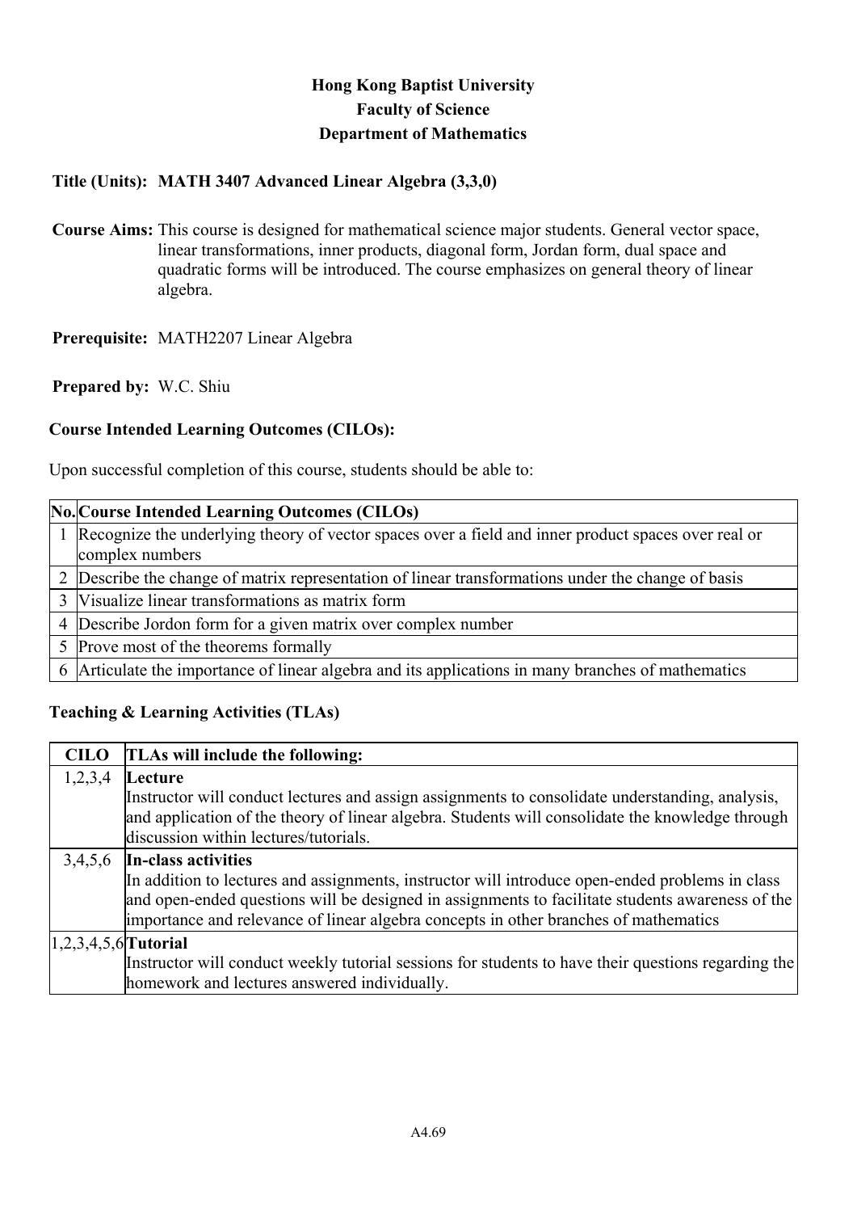**Hong Kong Baptist University**
**Faculty of Science**
**Department of Mathematics**

**Title (Units):** **MATH 3407 Advanced Linear Algebra (3,3,0)**

**Course Aims:** This course is designed for mathematical science major students. General vector space, linear transformations, inner products, diagonal form, Jordan form, dual space and quadratic forms will be introduced. The course emphasizes on general theory of linear algebra.

**Prerequisite:** MATH2207 Linear Algebra

**Prepared by:** W.C. Shiu

## Course Intended Learning Outcomes (CILOs):

Upon successful completion of this course, students should be able to:

| No. | Course Intended Learning Outcomes (CILOs) |
|---|---|
| 1 | Recognize the underlying theory of vector spaces over a field and inner product spaces over real or complex numbers |
| 2 | Describe the change of matrix representation of linear transformations under the change of basis |
| 3 | Visualize linear transformations as matrix form |
| 4 | Describe Jordon form for a given matrix over complex number |
| 5 | Prove most of the theorems formally |
| 6 | Articulate the importance of linear algebra and its applications in many branches of mathematics |

## Teaching & Learning Activities (TLAs)

| CILO | TLAs will include the following: |
|---|---|
| 1,2,3,4 | **Lecture**<br>Instructor will conduct lectures and assign assignments to consolidate understanding, analysis, and application of the theory of linear algebra. Students will consolidate the knowledge through discussion within lectures/tutorials. |
| 3,4,5,6 | **In-class activities**<br>In addition to lectures and assignments, instructor will introduce open-ended problems in class and open-ended questions will be designed in assignments to facilitate students awareness of the importance and relevance of linear algebra concepts in other branches of mathematics |
| 1,2,3,4,5,6 | **Tutorial**<br>Instructor will conduct weekly tutorial sessions for students to have their questions regarding the homework and lectures answered individually. |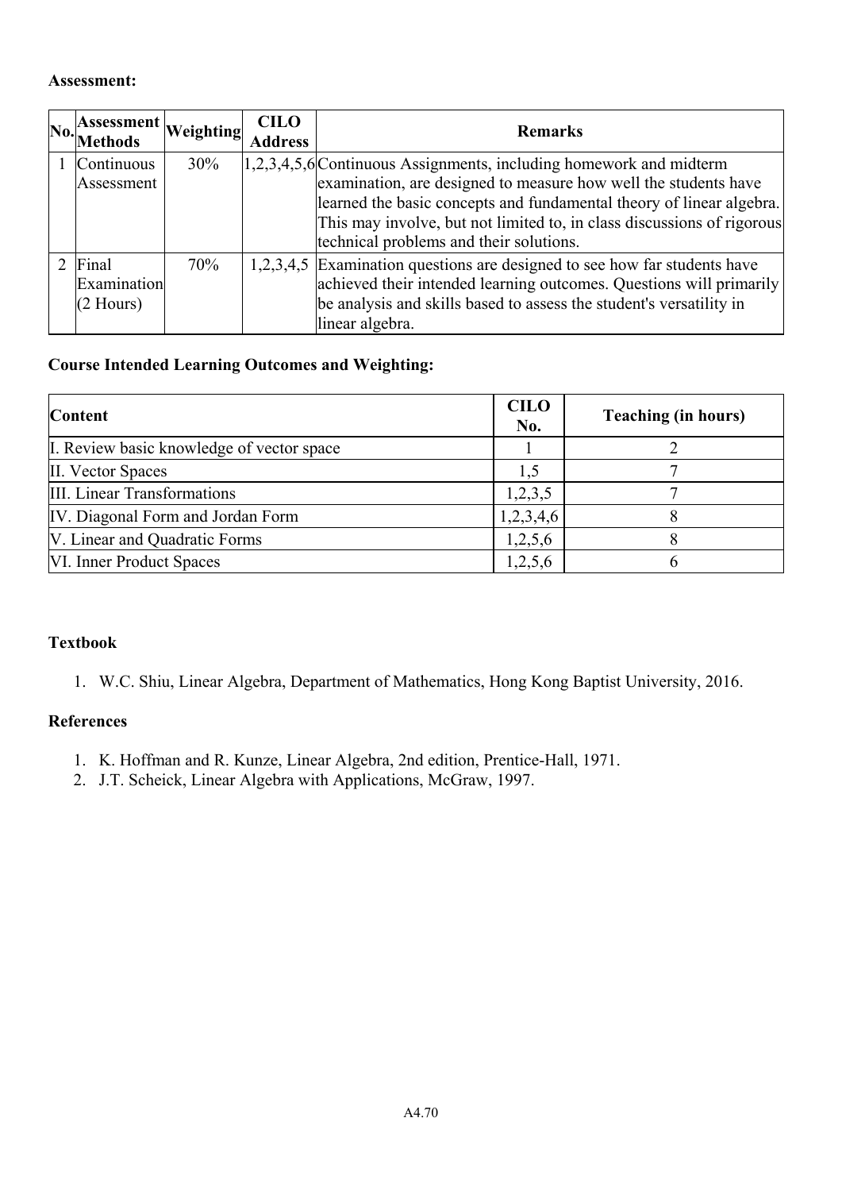**Assessment:**

| No. | Assessment Methods | Weighting | CILO Address | Remarks |
|---|---|---|---|---|
| 1 | Continuous Assessment | 30% | 1,2,3,4,5,6 | Continuous Assignments, including homework and midterm examination, are designed to measure how well the students have learned the basic concepts and fundamental theory of linear algebra. This may involve, but not limited to, in class discussions of rigorous technical problems and their solutions. |
| 2 | Final Examination (2 Hours) | 70% | 1,2,3,4,5 | Examination questions are designed to see how far students have achieved their intended learning outcomes. Questions will primarily be analysis and skills based to assess the student's versatility in linear algebra. |

**Course Intended Learning Outcomes and Weighting:**

| Content | CILO No. | Teaching (in hours) |
|---|---|---|
| I. Review basic knowledge of vector space | 1 | 2 |
| II. Vector Spaces | 1,5 | 7 |
| III. Linear Transformations | 1,2,3,5 | 7 |
| IV. Diagonal Form and Jordan Form | 1,2,3,4,6 | 8 |
| V. Linear and Quadratic Forms | 1,2,5,6 | 8 |
| VI. Inner Product Spaces | 1,2,5,6 | 6 |

**Textbook**

1. W.C. Shiu, Linear Algebra, Department of Mathematics, Hong Kong Baptist University, 2016.

**References**

1. K. Hoffman and R. Kunze, Linear Algebra, 2nd edition, Prentice-Hall, 1971.
2. J.T. Scheick, Linear Algebra with Applications, McGraw, 1997.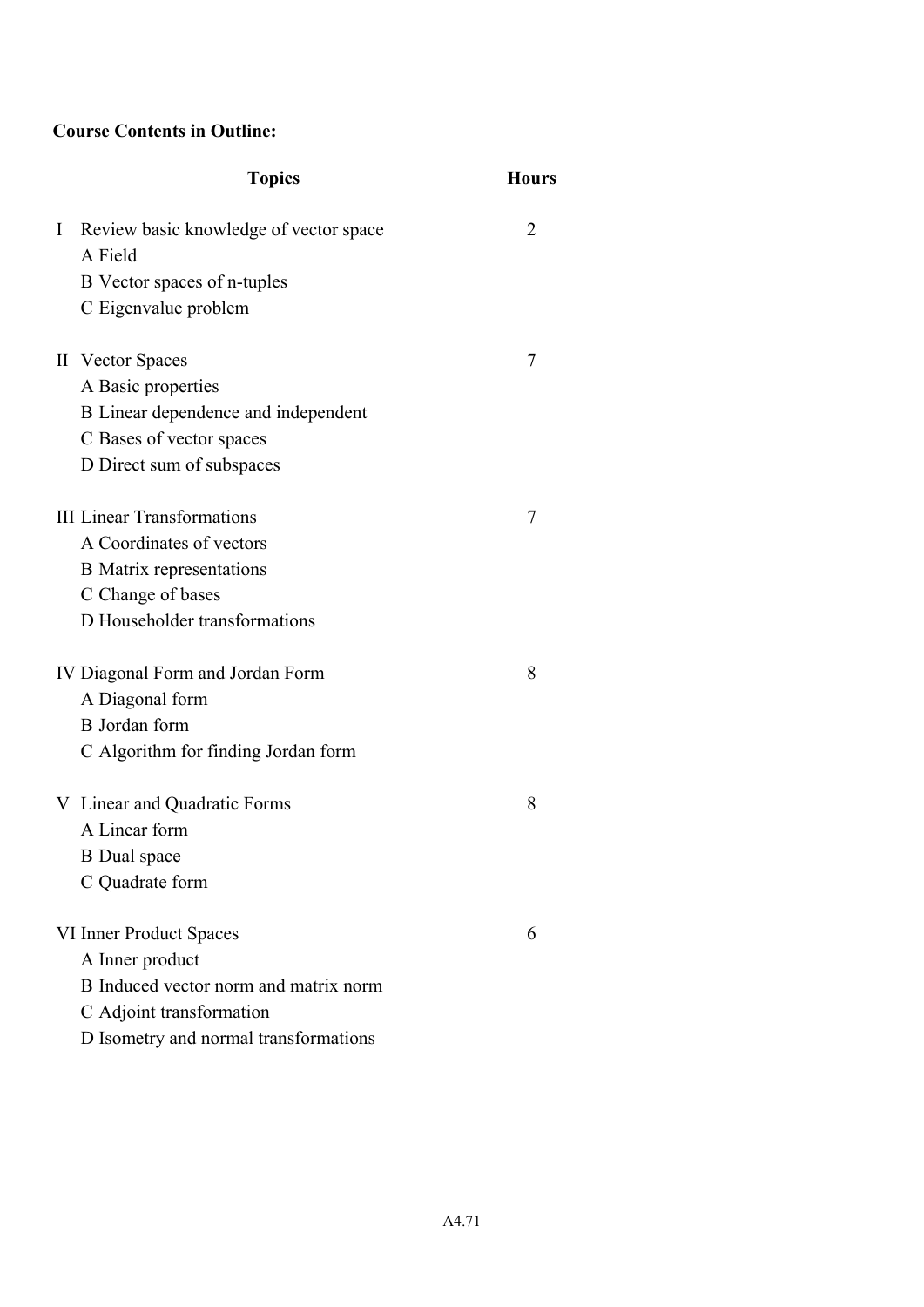**Course Contents in Outline:**

| Topics | Hours |
|---|---|
| I Review basic knowledge of vector space | 2 |
| A Field | |
| B Vector spaces of n-tuples | |
| C Eigenvalue problem | |
| II Vector Spaces | 7 |
| A Basic properties | |
| B Linear dependence and independent | |
| C Bases of vector spaces | |
| D Direct sum of subspaces | |
| III Linear Transformations | 7 |
| A Coordinates of vectors | |
| B Matrix representations | |
| C Change of bases | |
| D Householder transformations | |
| IV Diagonal Form and Jordan Form | 8 |
| A Diagonal form | |
| B Jordan form | |
| C Algorithm for finding Jordan form | |
| V Linear and Quadratic Forms | 8 |
| A Linear form | |
| B Dual space | |
| C Quadrate form | |
| VI Inner Product Spaces | 6 |
| A Inner product | |
| B Induced vector norm and matrix norm | |
| C Adjoint transformation | |
| D Isometry and normal transformations | |

A4.71